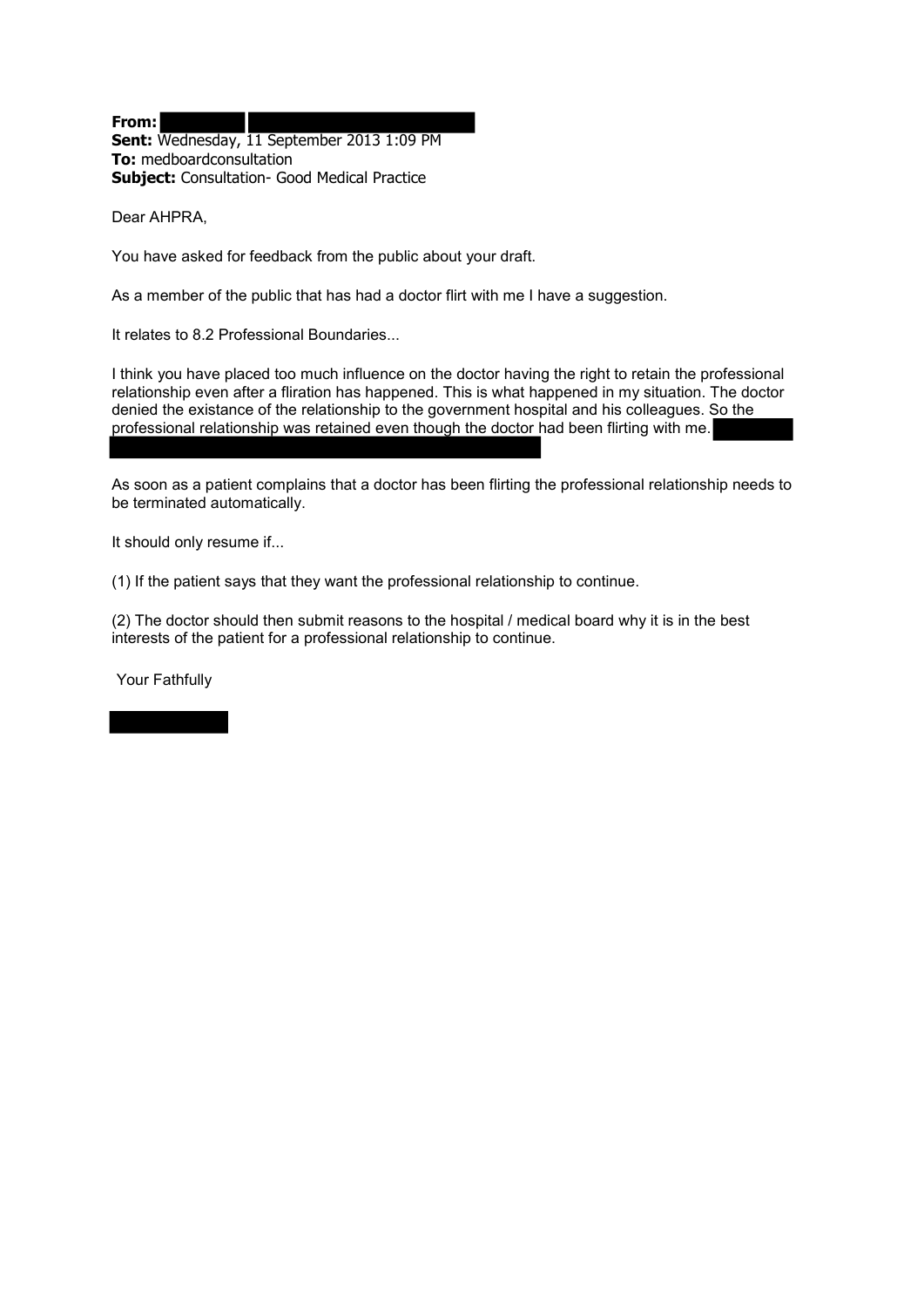**From:**
**Sent:** Wednesday, 11 September 2013 1:09 PM
**To:** medboardconsultation
**Subject:** Consultation- Good Medical Practice

Dear AHPRA,

You have asked for feedback from the public about your draft.

As a member of the public that has had a doctor flirt with me I have a suggestion.

It relates to 8.2 Professional Boundaries...

I think you have placed too much influence on the doctor having the right to retain the professional relationship even after a fliration has happened. This is what happened in my situation. The doctor denied the existance of the relationship to the government hospital and his colleagues. So the professional relationship was retained even though the doctor had been flirting with me.

As soon as a patient complains that a doctor has been flirting the professional relationship needs to be terminated automatically.

It should only resume if...

(1) If the patient says that they want the professional relationship to continue.

(2) The doctor should then submit reasons to the hospital / medical board why it is in the best interests of the patient for a professional relationship to continue.

Your Fathfully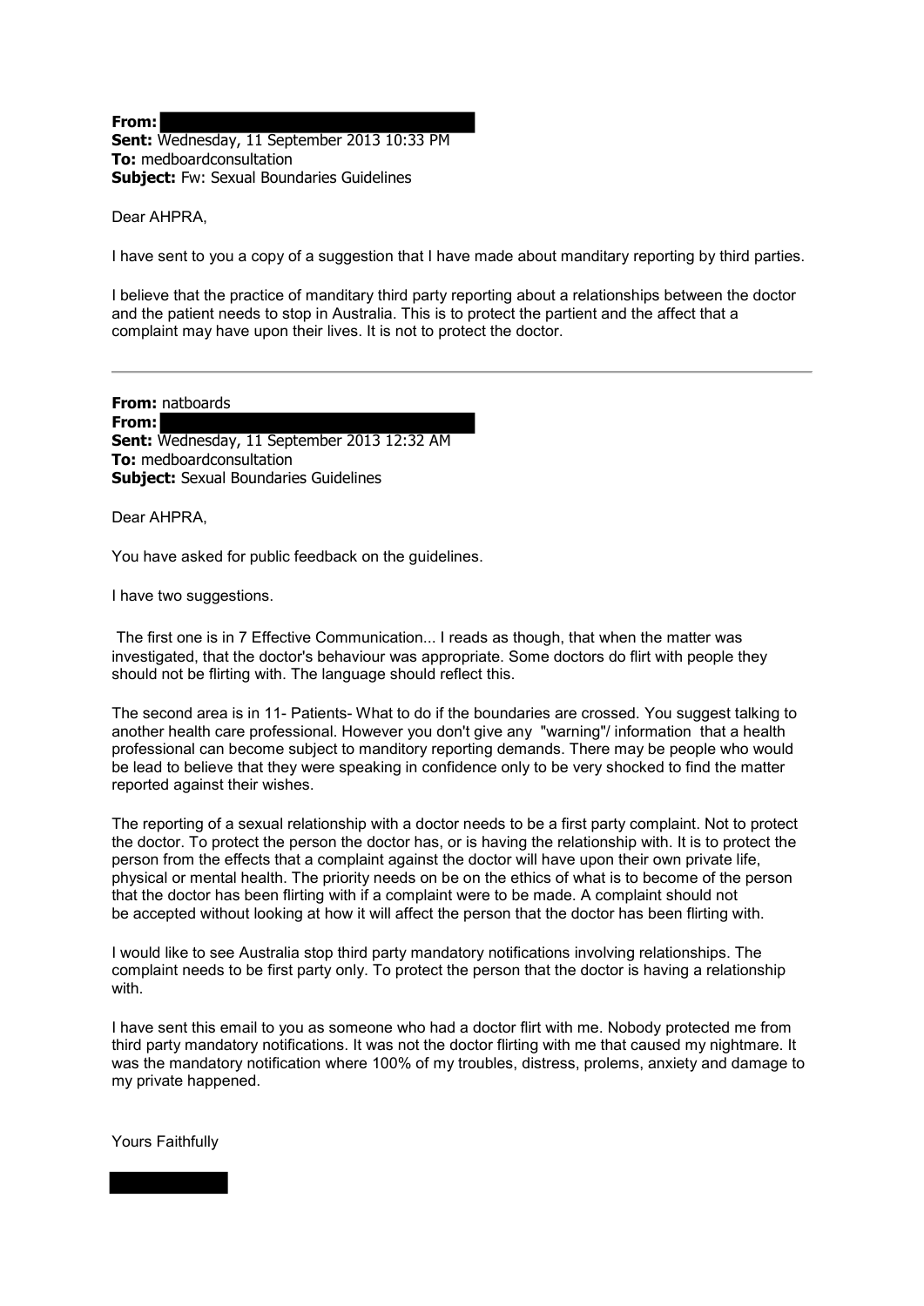**From:** 
**Sent:** Wednesday, 11 September 2013 10:33 PM
**To:** medboardconsultation
**Subject:** Fw: Sexual Boundaries Guidelines

Dear AHPRA,

I have sent to you a copy of a suggestion that I have made about manditary reporting by third parties.

I believe that the practice of manditary third party reporting about a relationships between the doctor and the patient needs to stop in Australia. This is to protect the partient and the affect that a complaint may have upon their lives. It is not to protect the doctor.

---

**From:** natboards
**From:** 
**Sent:** Wednesday, 11 September 2013 12:32 AM
**To:** medboardconsultation
**Subject:** Sexual Boundaries Guidelines

Dear AHPRA,

You have asked for public feedback on the guidelines.

I have two suggestions.

The first one is in 7 Effective Communication... I reads as though, that when the matter was investigated, that the doctor's behaviour was appropriate. Some doctors do flirt with people they should not be flirting with. The language should reflect this.

The second area is in 11- Patients- What to do if the boundaries are crossed. You suggest talking to another health care professional. However you don't give any "warning"/ information that a health professional can become subject to manditory reporting demands. There may be people who would be lead to believe that they were speaking in confidence only to be very shocked to find the matter reported against their wishes.

The reporting of a sexual relationship with a doctor needs to be a first party complaint. Not to protect the doctor. To protect the person the doctor has, or is having the relationship with. It is to protect the person from the effects that a complaint against the doctor will have upon their own private life, physical or mental health. The priority needs on be on the ethics of what is to become of the person that the doctor has been flirting with if a complaint were to be made. A complaint should not be accepted without looking at how it will affect the person that the doctor has been flirting with.

I would like to see Australia stop third party mandatory notifications involving relationships. The complaint needs to be first party only. To protect the person that the doctor is having a relationship with.

I have sent this email to you as someone who had a doctor flirt with me. Nobody protected me from third party mandatory notifications. It was not the doctor flirting with me that caused my nightmare. It was the mandatory notification where 100% of my troubles, distress, prolems, anxiety and damage to my private happened.

Yours Faithfully